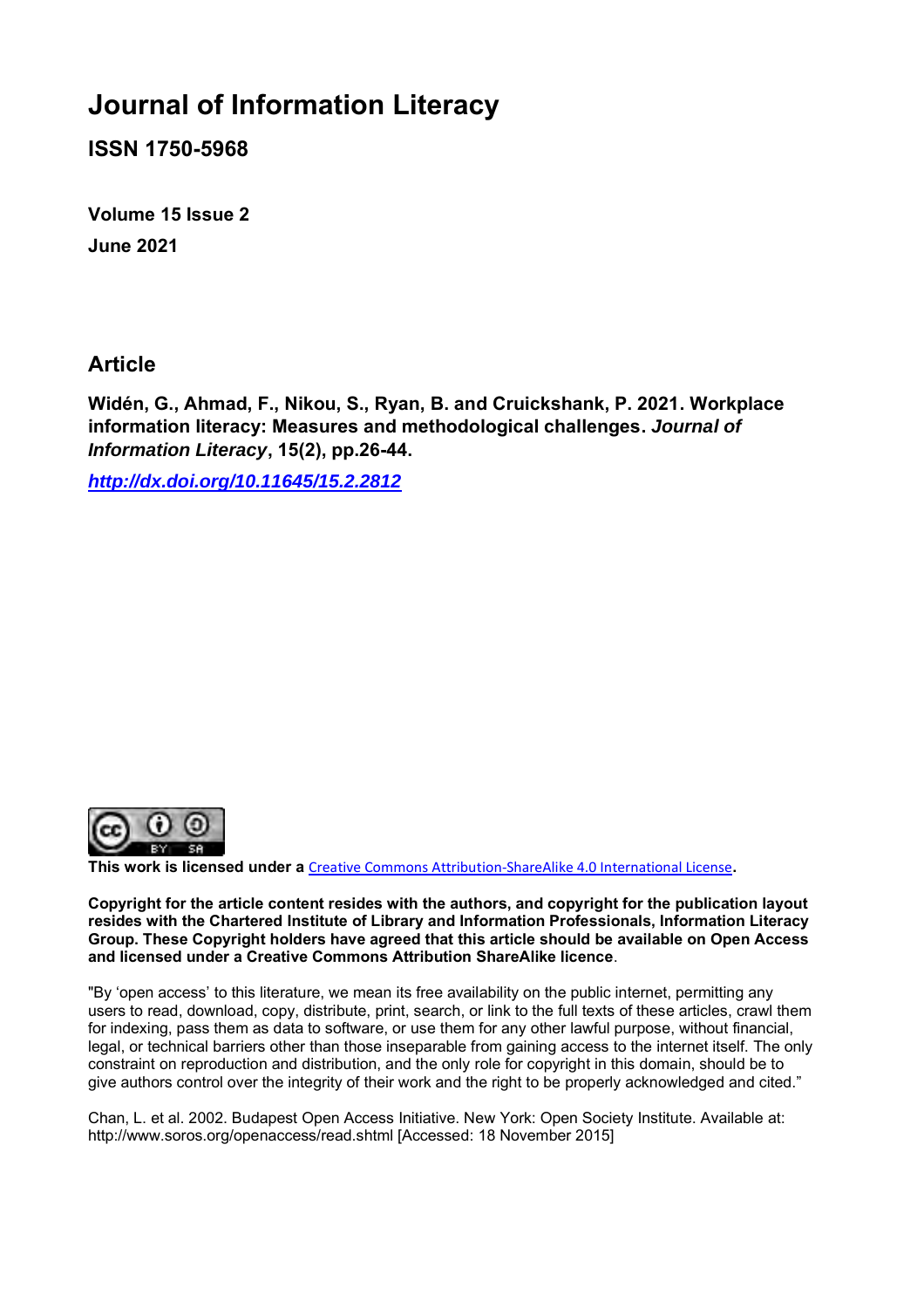# Journal of Information Literacy

**ISSN 1750-5968**

**Volume 15 Issue 2**

**June 2021**

## Article

**Widén, G., Ahmad, F., Nikou, S., Ryan, B. and Cruickshank, P. 2021. Workplace information literacy: Measures and methodological challenges. *Journal of Information Literacy*, 15(2), pp.26-44.**

***http://dx.doi.org/10.11645/15.2.2812***

**This work is licensed under a** Creative Commons Attribution-ShareAlike 4.0 International License**.**

**Copyright for the article content resides with the authors, and copyright for the publication layout resides with the Chartered Institute of Library and Information Professionals, Information Literacy Group. These Copyright holders have agreed that this article should be available on Open Access and licensed under a Creative Commons Attribution ShareAlike licence**.

"By 'open access' to this literature, we mean its free availability on the public internet, permitting any users to read, download, copy, distribute, print, search, or link to the full texts of these articles, crawl them for indexing, pass them as data to software, or use them for any other lawful purpose, without financial, legal, or technical barriers other than those inseparable from gaining access to the internet itself. The only constraint on reproduction and distribution, and the only role for copyright in this domain, should be to give authors control over the integrity of their work and the right to be properly acknowledged and cited."

Chan, L. et al. 2002. Budapest Open Access Initiative. New York: Open Society Institute. Available at: http://www.soros.org/openaccess/read.shtml [Accessed: 18 November 2015]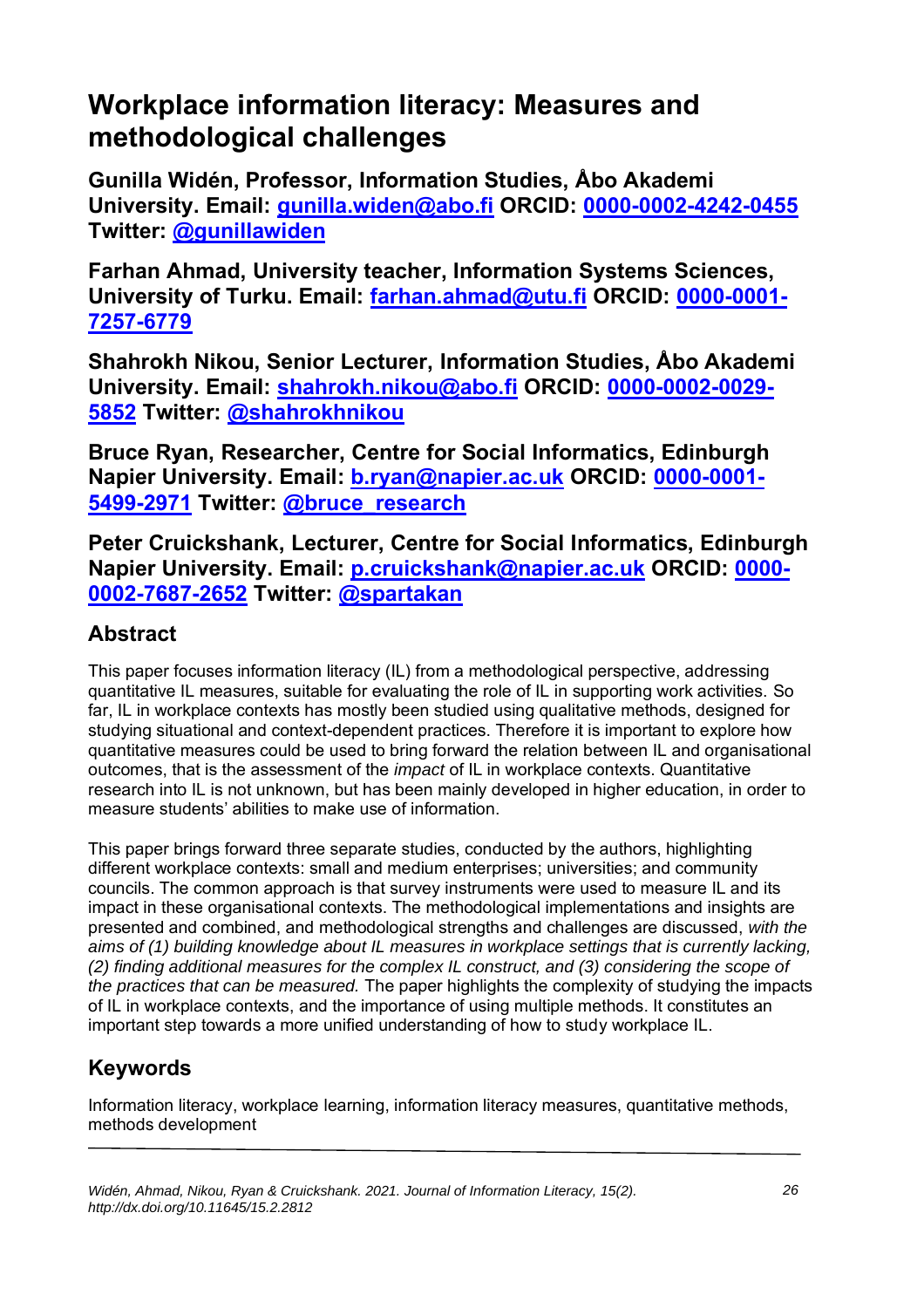# Workplace information literacy: Measures and methodological challenges

**Gunilla Widén, Professor, Information Studies, Åbo Akademi University. Email: [gunilla.widen@abo.fi](mailto:gunilla.widen@abo.fi) ORCID: [0000-0002-4242-0455](https://orcid.org/0000-0002-4242-0455) Twitter: [@gunillawiden](https://twitter.com/gunillawiden)**

**Farhan Ahmad, University teacher, Information Systems Sciences, University of Turku. Email: [farhan.ahmad@utu.fi](mailto:farhan.ahmad@utu.fi) ORCID: [0000-0001-7257-6779](https://orcid.org/0000-0001-7257-6779)**

**Shahrokh Nikou, Senior Lecturer, Information Studies, Åbo Akademi University. Email: [shahrokh.nikou@abo.fi](mailto:shahrokh.nikou@abo.fi) ORCID: [0000-0002-0029-5852](https://orcid.org/0000-0002-0029-5852) Twitter: [@shahrokhnikou](https://twitter.com/shahrokhnikou)**

**Bruce Ryan, Researcher, Centre for Social Informatics, Edinburgh Napier University. Email: [b.ryan@napier.ac.uk](mailto:b.ryan@napier.ac.uk) ORCID: [0000-0001-5499-2971](https://orcid.org/0000-0001-5499-2971) Twitter: [@bruce_research](https://twitter.com/bruce_research)**

**Peter Cruickshank, Lecturer, Centre for Social Informatics, Edinburgh Napier University. Email: [p.cruickshank@napier.ac.uk](mailto:p.cruickshank@napier.ac.uk) ORCID: [0000-0002-7687-2652](https://orcid.org/0000-0002-7687-2652) Twitter: [@spartakan](https://twitter.com/spartakan)**

## Abstract

This paper focuses information literacy (IL) from a methodological perspective, addressing quantitative IL measures, suitable for evaluating the role of IL in supporting work activities. So far, IL in workplace contexts has mostly been studied using qualitative methods, designed for studying situational and context-dependent practices. Therefore it is important to explore how quantitative measures could be used to bring forward the relation between IL and organisational outcomes, that is the assessment of the *impact* of IL in workplace contexts. Quantitative research into IL is not unknown, but has been mainly developed in higher education, in order to measure students' abilities to make use of information.

This paper brings forward three separate studies, conducted by the authors, highlighting different workplace contexts: small and medium enterprises; universities; and community councils. The common approach is that survey instruments were used to measure IL and its impact in these organisational contexts. The methodological implementations and insights are presented and combined, and methodological strengths and challenges are discussed, *with the aims of (1) building knowledge about IL measures in workplace settings that is currently lacking, (2) finding additional measures for the complex IL construct, and (3) considering the scope of the practices that can be measured.* The paper highlights the complexity of studying the impacts of IL in workplace contexts, and the importance of using multiple methods. It constitutes an important step towards a more unified understanding of how to study workplace IL.

## Keywords

Information literacy, workplace learning, information literacy measures, quantitative methods, methods development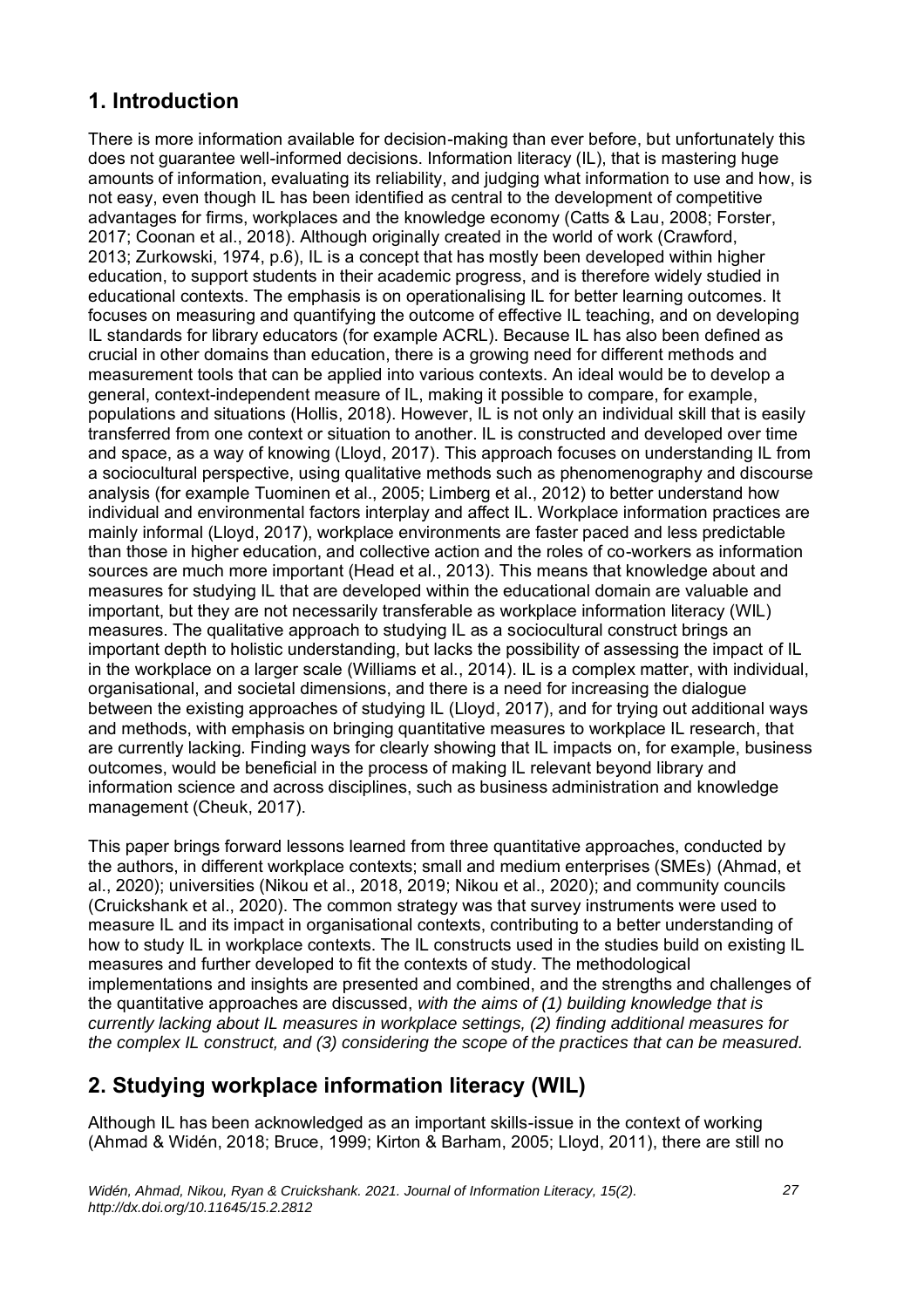## 1. Introduction

There is more information available for decision-making than ever before, but unfortunately this does not guarantee well-informed decisions. Information literacy (IL), that is mastering huge amounts of information, evaluating its reliability, and judging what information to use and how, is not easy, even though IL has been identified as central to the development of competitive advantages for firms, workplaces and the knowledge economy (Catts & Lau, 2008; Forster, 2017; Coonan et al., 2018). Although originally created in the world of work (Crawford, 2013; Zurkowski, 1974, p.6), IL is a concept that has mostly been developed within higher education, to support students in their academic progress, and is therefore widely studied in educational contexts. The emphasis is on operationalising IL for better learning outcomes. It focuses on measuring and quantifying the outcome of effective IL teaching, and on developing IL standards for library educators (for example ACRL). Because IL has also been defined as crucial in other domains than education, there is a growing need for different methods and measurement tools that can be applied into various contexts. An ideal would be to develop a general, context-independent measure of IL, making it possible to compare, for example, populations and situations (Hollis, 2018). However, IL is not only an individual skill that is easily transferred from one context or situation to another. IL is constructed and developed over time and space, as a way of knowing (Lloyd, 2017). This approach focuses on understanding IL from a sociocultural perspective, using qualitative methods such as phenomenography and discourse analysis (for example Tuominen et al., 2005; Limberg et al., 2012) to better understand how individual and environmental factors interplay and affect IL. Workplace information practices are mainly informal (Lloyd, 2017), workplace environments are faster paced and less predictable than those in higher education, and collective action and the roles of co-workers as information sources are much more important (Head et al., 2013). This means that knowledge about and measures for studying IL that are developed within the educational domain are valuable and important, but they are not necessarily transferable as workplace information literacy (WIL) measures. The qualitative approach to studying IL as a sociocultural construct brings an important depth to holistic understanding, but lacks the possibility of assessing the impact of IL in the workplace on a larger scale (Williams et al., 2014). IL is a complex matter, with individual, organisational, and societal dimensions, and there is a need for increasing the dialogue between the existing approaches of studying IL (Lloyd, 2017), and for trying out additional ways and methods, with emphasis on bringing quantitative measures to workplace IL research, that are currently lacking. Finding ways for clearly showing that IL impacts on, for example, business outcomes, would be beneficial in the process of making IL relevant beyond library and information science and across disciplines, such as business administration and knowledge management (Cheuk, 2017).

This paper brings forward lessons learned from three quantitative approaches, conducted by the authors, in different workplace contexts; small and medium enterprises (SMEs) (Ahmad, et al., 2020); universities (Nikou et al., 2018, 2019; Nikou et al., 2020); and community councils (Cruickshank et al., 2020). The common strategy was that survey instruments were used to measure IL and its impact in organisational contexts, contributing to a better understanding of how to study IL in workplace contexts. The IL constructs used in the studies build on existing IL measures and further developed to fit the contexts of study. The methodological implementations and insights are presented and combined, and the strengths and challenges of the quantitative approaches are discussed, *with the aims of (1) building knowledge that is currently lacking about IL measures in workplace settings, (2) finding additional measures for the complex IL construct, and (3) considering the scope of the practices that can be measured.*

## 2. Studying workplace information literacy (WIL)

Although IL has been acknowledged as an important skills-issue in the context of working (Ahmad & Widén, 2018; Bruce, 1999; Kirton & Barham, 2005; Lloyd, 2011), there are still no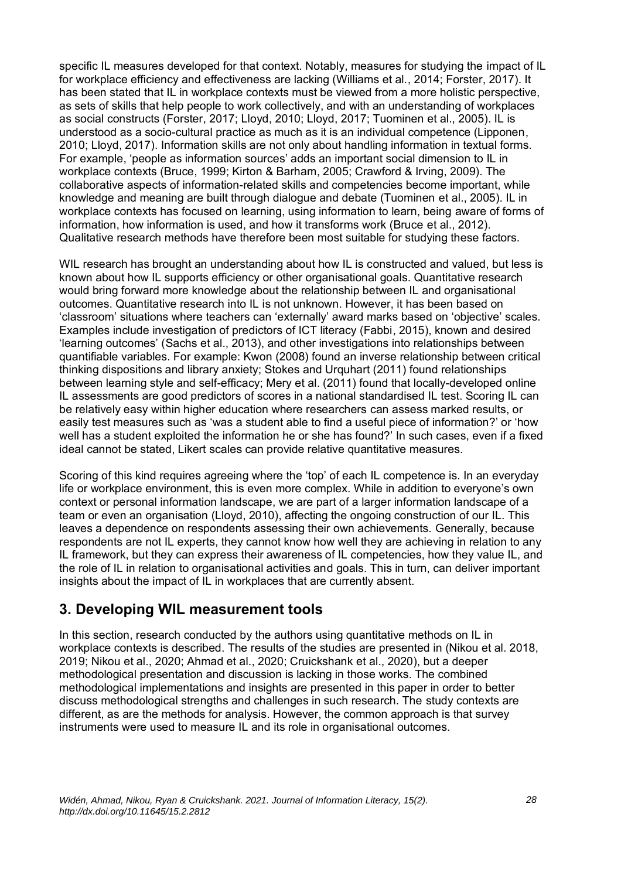specific IL measures developed for that context. Notably, measures for studying the impact of IL for workplace efficiency and effectiveness are lacking (Williams et al., 2014; Forster, 2017). It has been stated that IL in workplace contexts must be viewed from a more holistic perspective, as sets of skills that help people to work collectively, and with an understanding of workplaces as social constructs (Forster, 2017; Lloyd, 2010; Lloyd, 2017; Tuominen et al., 2005). IL is understood as a socio-cultural practice as much as it is an individual competence (Lipponen, 2010; Lloyd, 2017). Information skills are not only about handling information in textual forms. For example, 'people as information sources' adds an important social dimension to IL in workplace contexts (Bruce, 1999; Kirton & Barham, 2005; Crawford & Irving, 2009). The collaborative aspects of information-related skills and competencies become important, while knowledge and meaning are built through dialogue and debate (Tuominen et al., 2005). IL in workplace contexts has focused on learning, using information to learn, being aware of forms of information, how information is used, and how it transforms work (Bruce et al., 2012). Qualitative research methods have therefore been most suitable for studying these factors.

WIL research has brought an understanding about how IL is constructed and valued, but less is known about how IL supports efficiency or other organisational goals. Quantitative research would bring forward more knowledge about the relationship between IL and organisational outcomes. Quantitative research into IL is not unknown. However, it has been based on 'classroom' situations where teachers can 'externally' award marks based on 'objective' scales. Examples include investigation of predictors of ICT literacy (Fabbi, 2015), known and desired 'learning outcomes' (Sachs et al., 2013), and other investigations into relationships between quantifiable variables. For example: Kwon (2008) found an inverse relationship between critical thinking dispositions and library anxiety; Stokes and Urquhart (2011) found relationships between learning style and self-efficacy; Mery et al. (2011) found that locally-developed online IL assessments are good predictors of scores in a national standardised IL test. Scoring IL can be relatively easy within higher education where researchers can assess marked results, or easily test measures such as 'was a student able to find a useful piece of information?' or 'how well has a student exploited the information he or she has found?' In such cases, even if a fixed ideal cannot be stated, Likert scales can provide relative quantitative measures.

Scoring of this kind requires agreeing where the 'top' of each IL competence is. In an everyday life or workplace environment, this is even more complex. While in addition to everyone's own context or personal information landscape, we are part of a larger information landscape of a team or even an organisation (Lloyd, 2010), affecting the ongoing construction of our IL. This leaves a dependence on respondents assessing their own achievements. Generally, because respondents are not IL experts, they cannot know how well they are achieving in relation to any IL framework, but they can express their awareness of IL competencies, how they value IL, and the role of IL in relation to organisational activities and goals. This in turn, can deliver important insights about the impact of IL in workplaces that are currently absent.

## 3. Developing WIL measurement tools

In this section, research conducted by the authors using quantitative methods on IL in workplace contexts is described. The results of the studies are presented in (Nikou et al. 2018, 2019; Nikou et al., 2020; Ahmad et al., 2020; Cruickshank et al., 2020), but a deeper methodological presentation and discussion is lacking in those works. The combined methodological implementations and insights are presented in this paper in order to better discuss methodological strengths and challenges in such research. The study contexts are different, as are the methods for analysis. However, the common approach is that survey instruments were used to measure IL and its role in organisational outcomes.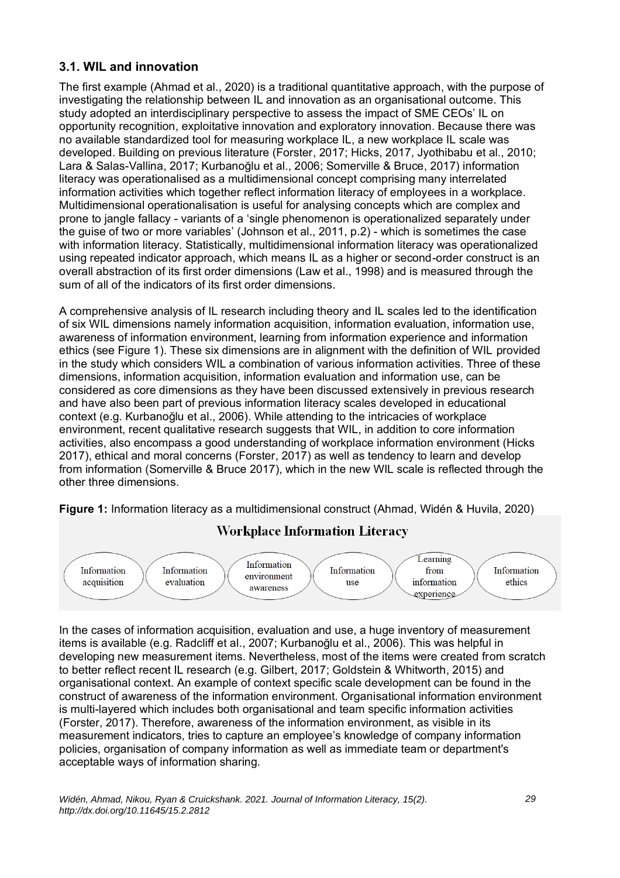### 3.1. WIL and innovation

The first example (Ahmad et al., 2020) is a traditional quantitative approach, with the purpose of investigating the relationship between IL and innovation as an organisational outcome. This study adopted an interdisciplinary perspective to assess the impact of SME CEOs' IL on opportunity recognition, exploitative innovation and exploratory innovation. Because there was no available standardized tool for measuring workplace IL, a new workplace IL scale was developed. Building on previous literature (Forster, 2017; Hicks, 2017, Jyothibabu et al., 2010; Lara & Salas-Vallina, 2017; Kurbanoğlu et al., 2006; Somerville & Bruce, 2017) information literacy was operationalised as a multidimensional concept comprising many interrelated information activities which together reflect information literacy of employees in a workplace. Multidimensional operationalisation is useful for analysing concepts which are complex and prone to jangle fallacy - variants of a 'single phenomenon is operationalized separately under the guise of two or more variables' (Johnson et al., 2011, p.2) - which is sometimes the case with information literacy. Statistically, multidimensional information literacy was operationalized using repeated indicator approach, which means IL as a higher or second-order construct is an overall abstraction of its first order dimensions (Law et al., 1998) and is measured through the sum of all of the indicators of its first order dimensions.

A comprehensive analysis of IL research including theory and IL scales led to the identification of six WIL dimensions namely information acquisition, information evaluation, information use, awareness of information environment, learning from information experience and information ethics (see Figure 1). These six dimensions are in alignment with the definition of WIL provided in the study which considers WIL a combination of various information activities. Three of these dimensions, information acquisition, information evaluation and information use, can be considered as core dimensions as they have been discussed extensively in previous research and have also been part of previous information literacy scales developed in educational context (e.g. Kurbanoğlu et al., 2006). While attending to the intricacies of workplace environment, recent qualitative research suggests that WIL, in addition to core information activities, also encompass a good understanding of workplace information environment (Hicks 2017), ethical and moral concerns (Forster, 2017) as well as tendency to learn and develop from information (Somerville & Bruce 2017), which in the new WIL scale is reflected through the other three dimensions.

**Figure 1:** Information literacy as a multidimensional construct (Ahmad, Widén & Huvila, 2020)

**Workplace Information Literacy**

Information acquisition | Information evaluation | Information environment awareness | Information use | Learning from information experience | Information ethics

In the cases of information acquisition, evaluation and use, a huge inventory of measurement items is available (e.g. Radcliff et al., 2007; Kurbanoğlu et al., 2006). This was helpful in developing new measurement items. Nevertheless, most of the items were created from scratch to better reflect recent IL research (e.g. Gilbert, 2017; Goldstein & Whitworth, 2015) and organisational context. An example of context specific scale development can be found in the construct of awareness of the information environment. Organisational information environment is multi-layered which includes both organisational and team specific information activities (Forster, 2017). Therefore, awareness of the information environment, as visible in its measurement indicators, tries to capture an employee's knowledge of company information policies, organisation of company information as well as immediate team or department's acceptable ways of information sharing.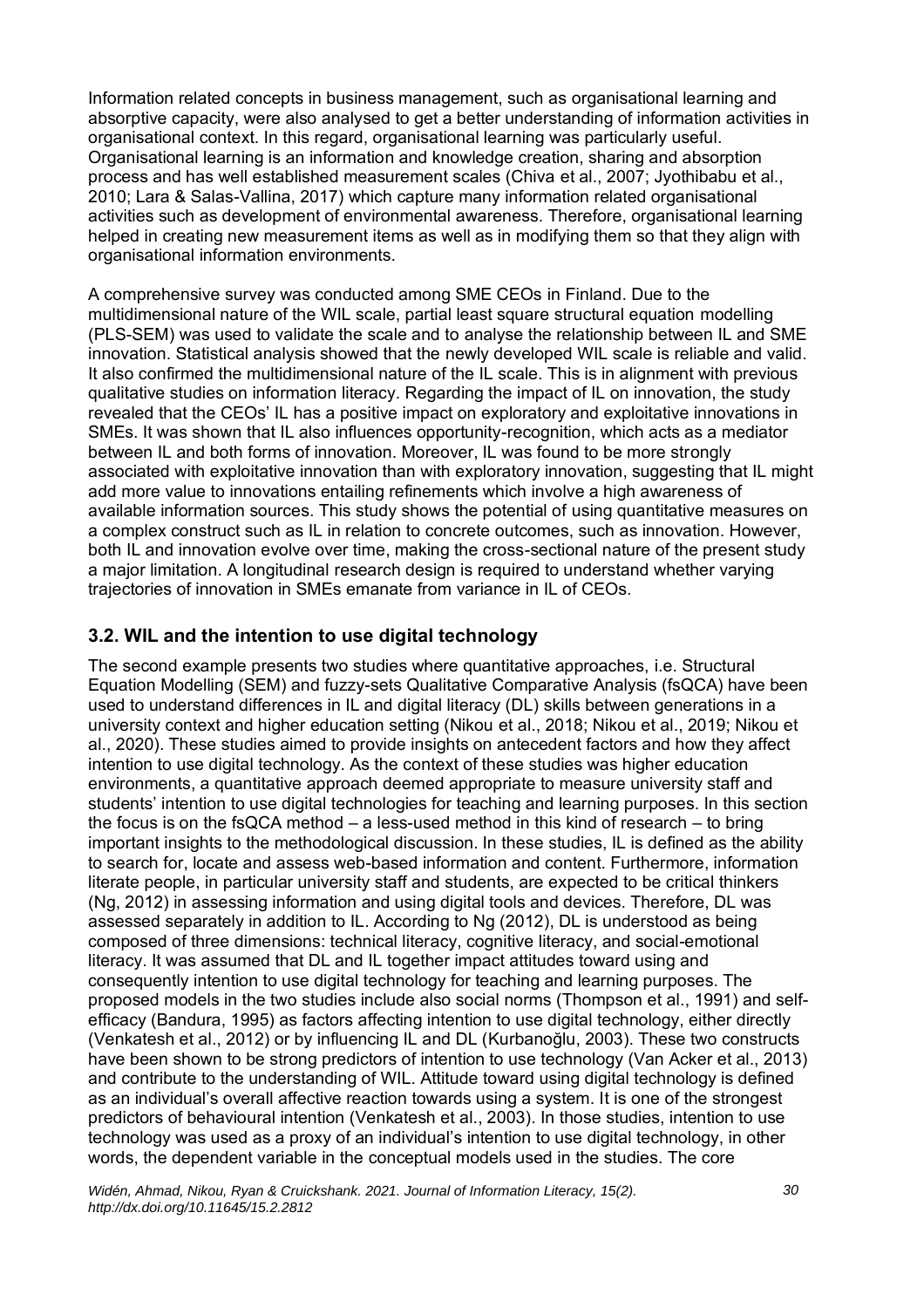Information related concepts in business management, such as organisational learning and absorptive capacity, were also analysed to get a better understanding of information activities in organisational context. In this regard, organisational learning was particularly useful. Organisational learning is an information and knowledge creation, sharing and absorption process and has well established measurement scales (Chiva et al., 2007; Jyothibabu et al., 2010; Lara & Salas-Vallina, 2017) which capture many information related organisational activities such as development of environmental awareness. Therefore, organisational learning helped in creating new measurement items as well as in modifying them so that they align with organisational information environments.

A comprehensive survey was conducted among SME CEOs in Finland. Due to the multidimensional nature of the WIL scale, partial least square structural equation modelling (PLS-SEM) was used to validate the scale and to analyse the relationship between IL and SME innovation. Statistical analysis showed that the newly developed WIL scale is reliable and valid. It also confirmed the multidimensional nature of the IL scale. This is in alignment with previous qualitative studies on information literacy. Regarding the impact of IL on innovation, the study revealed that the CEOs' IL has a positive impact on exploratory and exploitative innovations in SMEs. It was shown that IL also influences opportunity-recognition, which acts as a mediator between IL and both forms of innovation. Moreover, IL was found to be more strongly associated with exploitative innovation than with exploratory innovation, suggesting that IL might add more value to innovations entailing refinements which involve a high awareness of available information sources. This study shows the potential of using quantitative measures on a complex construct such as IL in relation to concrete outcomes, such as innovation. However, both IL and innovation evolve over time, making the cross-sectional nature of the present study a major limitation. A longitudinal research design is required to understand whether varying trajectories of innovation in SMEs emanate from variance in IL of CEOs.

## 3.2. WIL and the intention to use digital technology

The second example presents two studies where quantitative approaches, i.e. Structural Equation Modelling (SEM) and fuzzy-sets Qualitative Comparative Analysis (fsQCA) have been used to understand differences in IL and digital literacy (DL) skills between generations in a university context and higher education setting (Nikou et al., 2018; Nikou et al., 2019; Nikou et al., 2020). These studies aimed to provide insights on antecedent factors and how they affect intention to use digital technology. As the context of these studies was higher education environments, a quantitative approach deemed appropriate to measure university staff and students' intention to use digital technologies for teaching and learning purposes. In this section the focus is on the fsQCA method – a less-used method in this kind of research – to bring important insights to the methodological discussion. In these studies, IL is defined as the ability to search for, locate and assess web-based information and content. Furthermore, information literate people, in particular university staff and students, are expected to be critical thinkers (Ng, 2012) in assessing information and using digital tools and devices. Therefore, DL was assessed separately in addition to IL. According to Ng (2012), DL is understood as being composed of three dimensions: technical literacy, cognitive literacy, and social-emotional literacy. It was assumed that DL and IL together impact attitudes toward using and consequently intention to use digital technology for teaching and learning purposes. The proposed models in the two studies include also social norms (Thompson et al., 1991) and self-efficacy (Bandura, 1995) as factors affecting intention to use digital technology, either directly (Venkatesh et al., 2012) or by influencing IL and DL (Kurbanoğlu, 2003). These two constructs have been shown to be strong predictors of intention to use technology (Van Acker et al., 2013) and contribute to the understanding of WIL. Attitude toward using digital technology is defined as an individual's overall affective reaction towards using a system. It is one of the strongest predictors of behavioural intention (Venkatesh et al., 2003). In those studies, intention to use technology was used as a proxy of an individual's intention to use digital technology, in other words, the dependent variable in the conceptual models used in the studies. The core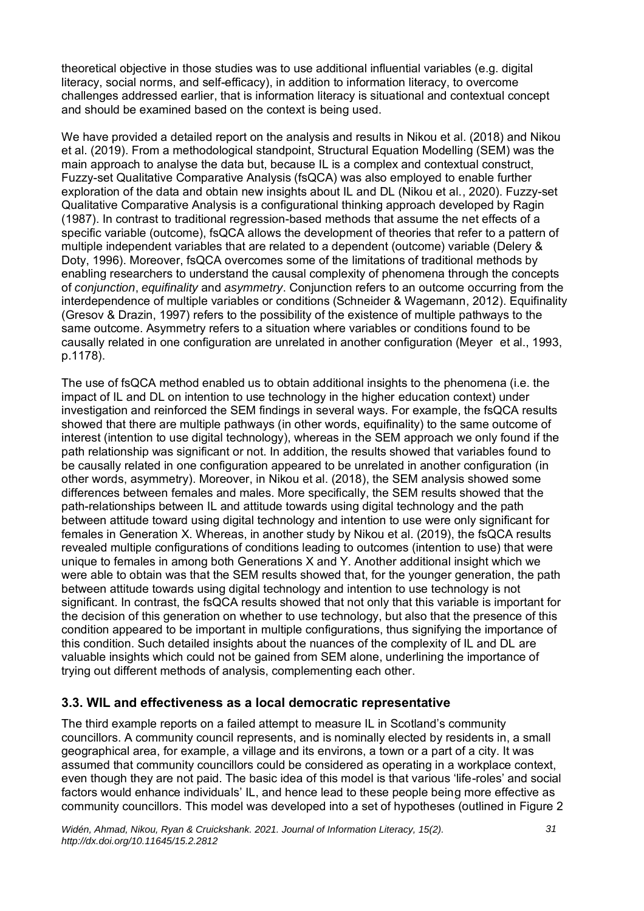theoretical objective in those studies was to use additional influential variables (e.g. digital literacy, social norms, and self-efficacy), in addition to information literacy, to overcome challenges addressed earlier, that is information literacy is situational and contextual concept and should be examined based on the context is being used.

We have provided a detailed report on the analysis and results in Nikou et al. (2018) and Nikou et al. (2019). From a methodological standpoint, Structural Equation Modelling (SEM) was the main approach to analyse the data but, because IL is a complex and contextual construct, Fuzzy-set Qualitative Comparative Analysis (fsQCA) was also employed to enable further exploration of the data and obtain new insights about IL and DL (Nikou et al., 2020). Fuzzy-set Qualitative Comparative Analysis is a configurational thinking approach developed by Ragin (1987). In contrast to traditional regression-based methods that assume the net effects of a specific variable (outcome), fsQCA allows the development of theories that refer to a pattern of multiple independent variables that are related to a dependent (outcome) variable (Delery & Doty, 1996). Moreover, fsQCA overcomes some of the limitations of traditional methods by enabling researchers to understand the causal complexity of phenomena through the concepts of *conjunction*, *equifinality* and *asymmetry*. Conjunction refers to an outcome occurring from the interdependence of multiple variables or conditions (Schneider & Wagemann, 2012). Equifinality (Gresov & Drazin, 1997) refers to the possibility of the existence of multiple pathways to the same outcome. Asymmetry refers to a situation where variables or conditions found to be causally related in one configuration are unrelated in another configuration (Meyer et al., 1993, p.1178).

The use of fsQCA method enabled us to obtain additional insights to the phenomena (i.e. the impact of IL and DL on intention to use technology in the higher education context) under investigation and reinforced the SEM findings in several ways. For example, the fsQCA results showed that there are multiple pathways (in other words, equifinality) to the same outcome of interest (intention to use digital technology), whereas in the SEM approach we only found if the path relationship was significant or not. In addition, the results showed that variables found to be causally related in one configuration appeared to be unrelated in another configuration (in other words, asymmetry). Moreover, in Nikou et al. (2018), the SEM analysis showed some differences between females and males. More specifically, the SEM results showed that the path-relationships between IL and attitude towards using digital technology and the path between attitude toward using digital technology and intention to use were only significant for females in Generation X. Whereas, in another study by Nikou et al. (2019), the fsQCA results revealed multiple configurations of conditions leading to outcomes (intention to use) that were unique to females in among both Generations X and Y. Another additional insight which we were able to obtain was that the SEM results showed that, for the younger generation, the path between attitude towards using digital technology and intention to use technology is not significant. In contrast, the fsQCA results showed that not only that this variable is important for the decision of this generation on whether to use technology, but also that the presence of this condition appeared to be important in multiple configurations, thus signifying the importance of this condition. Such detailed insights about the nuances of the complexity of IL and DL are valuable insights which could not be gained from SEM alone, underlining the importance of trying out different methods of analysis, complementing each other.

### 3.3. WIL and effectiveness as a local democratic representative

The third example reports on a failed attempt to measure IL in Scotland's community councillors. A community council represents, and is nominally elected by residents in, a small geographical area, for example, a village and its environs, a town or a part of a city. It was assumed that community councillors could be considered as operating in a workplace context, even though they are not paid. The basic idea of this model is that various 'life-roles' and social factors would enhance individuals' IL, and hence lead to these people being more effective as community councillors. This model was developed into a set of hypotheses (outlined in Figure 2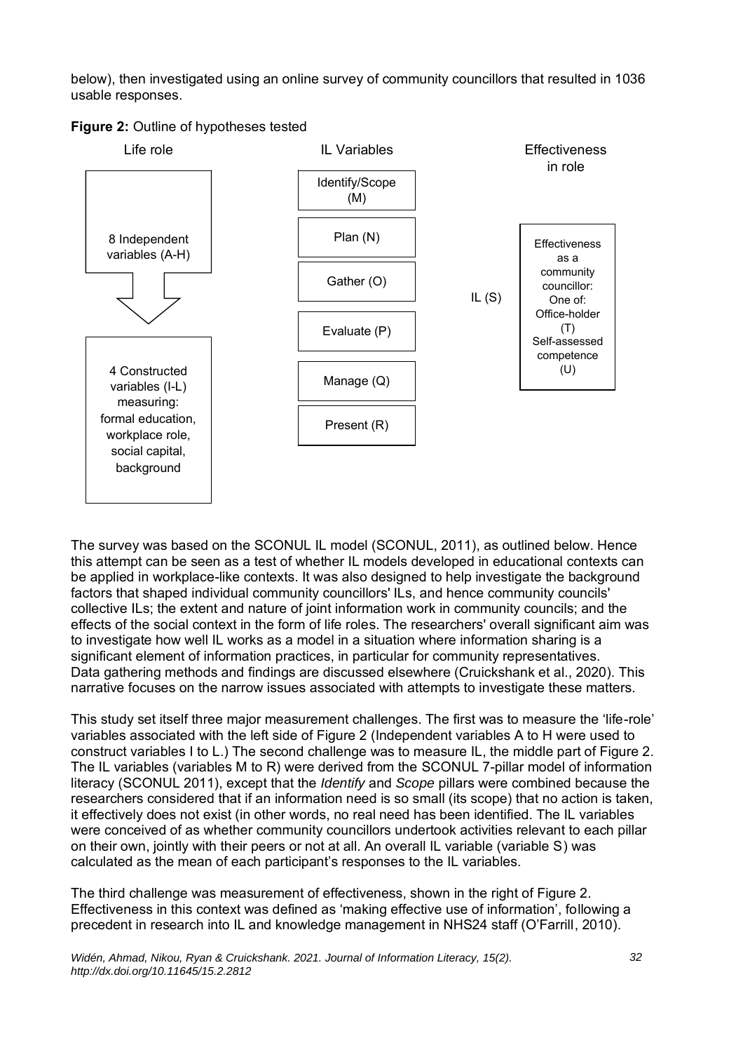below), then investigated using an online survey of community councillors that resulted in 1036 usable responses.

**Figure 2:** Outline of hypotheses tested

| Life role | IL Variables | | Effectiveness in role |
|---|---|---|---|
| 8 Independent variables (A-H) ⇩ 4 Constructed variables (I-L) measuring: formal education, workplace role, social capital, background | Identify/Scope (M); Plan (N); Gather (O); Evaluate (P); Manage (Q); Present (R) | IL (S) | Effectiveness as a community councillor: One of: Office-holder (T) Self-assessed competence (U) |

The survey was based on the SCONUL IL model (SCONUL, 2011), as outlined below. Hence this attempt can be seen as a test of whether IL models developed in educational contexts can be applied in workplace-like contexts. It was also designed to help investigate the background factors that shaped individual community councillors' ILs, and hence community councils' collective ILs; the extent and nature of joint information work in community councils; and the effects of the social context in the form of life roles. The researchers' overall significant aim was to investigate how well IL works as a model in a situation where information sharing is a significant element of information practices, in particular for community representatives. Data gathering methods and findings are discussed elsewhere (Cruickshank et al., 2020). This narrative focuses on the narrow issues associated with attempts to investigate these matters.

This study set itself three major measurement challenges. The first was to measure the 'life-role' variables associated with the left side of Figure 2 (Independent variables A to H were used to construct variables I to L.) The second challenge was to measure IL, the middle part of Figure 2. The IL variables (variables M to R) were derived from the SCONUL 7-pillar model of information literacy (SCONUL 2011), except that the *Identify* and *Scope* pillars were combined because the researchers considered that if an information need is so small (its scope) that no action is taken, it effectively does not exist (in other words, no real need has been identified. The IL variables were conceived of as whether community councillors undertook activities relevant to each pillar on their own, jointly with their peers or not at all. An overall IL variable (variable S) was calculated as the mean of each participant's responses to the IL variables.

The third challenge was measurement of effectiveness, shown in the right of Figure 2. Effectiveness in this context was defined as 'making effective use of information', following a precedent in research into IL and knowledge management in NHS24 staff (O'Farrill, 2010).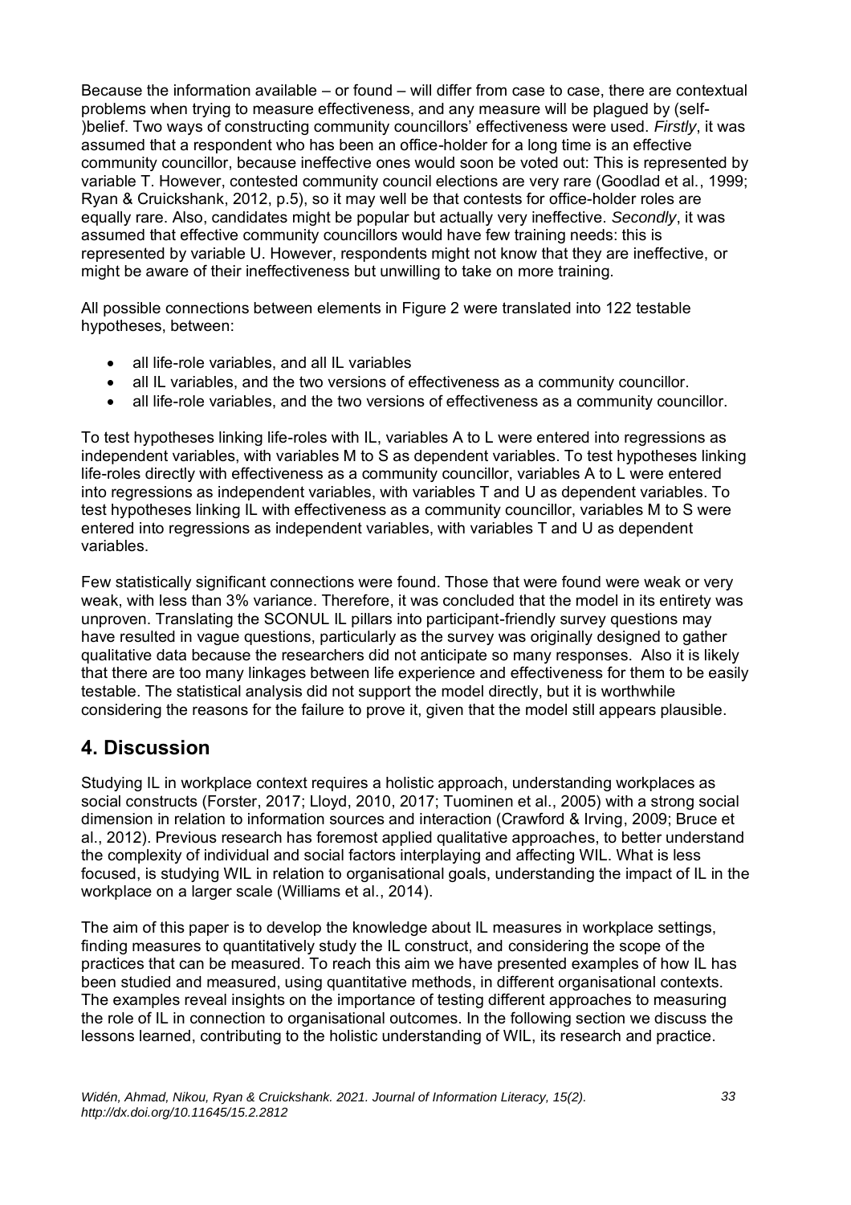Because the information available – or found – will differ from case to case, there are contextual problems when trying to measure effectiveness, and any measure will be plagued by (self-)belief. Two ways of constructing community councillors' effectiveness were used. *Firstly*, it was assumed that a respondent who has been an office-holder for a long time is an effective community councillor, because ineffective ones would soon be voted out: This is represented by variable T. However, contested community council elections are very rare (Goodlad et al., 1999; Ryan & Cruickshank, 2012, p.5), so it may well be that contests for office-holder roles are equally rare. Also, candidates might be popular but actually very ineffective. *Secondly*, it was assumed that effective community councillors would have few training needs: this is represented by variable U. However, respondents might not know that they are ineffective, or might be aware of their ineffectiveness but unwilling to take on more training.

All possible connections between elements in Figure 2 were translated into 122 testable hypotheses, between:

- all life-role variables, and all IL variables
- all IL variables, and the two versions of effectiveness as a community councillor.
- all life-role variables, and the two versions of effectiveness as a community councillor.

To test hypotheses linking life-roles with IL, variables A to L were entered into regressions as independent variables, with variables M to S as dependent variables. To test hypotheses linking life-roles directly with effectiveness as a community councillor, variables A to L were entered into regressions as independent variables, with variables T and U as dependent variables. To test hypotheses linking IL with effectiveness as a community councillor, variables M to S were entered into regressions as independent variables, with variables T and U as dependent variables.

Few statistically significant connections were found. Those that were found were weak or very weak, with less than 3% variance. Therefore, it was concluded that the model in its entirety was unproven. Translating the SCONUL IL pillars into participant-friendly survey questions may have resulted in vague questions, particularly as the survey was originally designed to gather qualitative data because the researchers did not anticipate so many responses. Also it is likely that there are too many linkages between life experience and effectiveness for them to be easily testable. The statistical analysis did not support the model directly, but it is worthwhile considering the reasons for the failure to prove it, given that the model still appears plausible.

## 4. Discussion

Studying IL in workplace context requires a holistic approach, understanding workplaces as social constructs (Forster, 2017; Lloyd, 2010, 2017; Tuominen et al., 2005) with a strong social dimension in relation to information sources and interaction (Crawford & Irving, 2009; Bruce et al., 2012). Previous research has foremost applied qualitative approaches, to better understand the complexity of individual and social factors interplaying and affecting WIL. What is less focused, is studying WIL in relation to organisational goals, understanding the impact of IL in the workplace on a larger scale (Williams et al., 2014).

The aim of this paper is to develop the knowledge about IL measures in workplace settings, finding measures to quantitatively study the IL construct, and considering the scope of the practices that can be measured. To reach this aim we have presented examples of how IL has been studied and measured, using quantitative methods, in different organisational contexts. The examples reveal insights on the importance of testing different approaches to measuring the role of IL in connection to organisational outcomes. In the following section we discuss the lessons learned, contributing to the holistic understanding of WIL, its research and practice.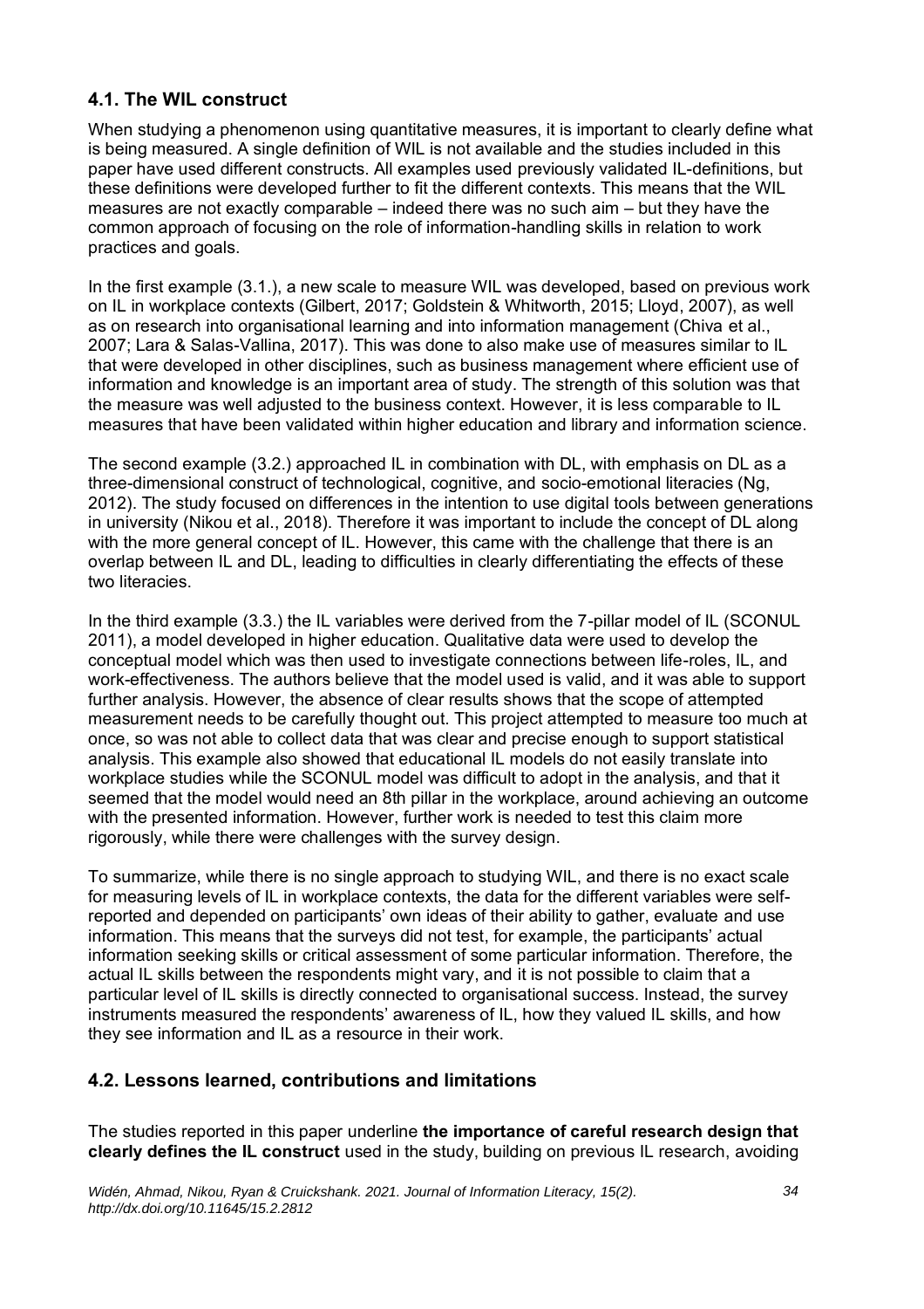## 4.1. The WIL construct

When studying a phenomenon using quantitative measures, it is important to clearly define what is being measured. A single definition of WIL is not available and the studies included in this paper have used different constructs. All examples used previously validated IL-definitions, but these definitions were developed further to fit the different contexts. This means that the WIL measures are not exactly comparable – indeed there was no such aim – but they have the common approach of focusing on the role of information-handling skills in relation to work practices and goals.

In the first example (3.1.), a new scale to measure WIL was developed, based on previous work on IL in workplace contexts (Gilbert, 2017; Goldstein & Whitworth, 2015; Lloyd, 2007), as well as on research into organisational learning and into information management (Chiva et al., 2007; Lara & Salas-Vallina, 2017). This was done to also make use of measures similar to IL that were developed in other disciplines, such as business management where efficient use of information and knowledge is an important area of study. The strength of this solution was that the measure was well adjusted to the business context. However, it is less comparable to IL measures that have been validated within higher education and library and information science.

The second example (3.2.) approached IL in combination with DL, with emphasis on DL as a three-dimensional construct of technological, cognitive, and socio-emotional literacies (Ng, 2012). The study focused on differences in the intention to use digital tools between generations in university (Nikou et al., 2018). Therefore it was important to include the concept of DL along with the more general concept of IL. However, this came with the challenge that there is an overlap between IL and DL, leading to difficulties in clearly differentiating the effects of these two literacies.

In the third example (3.3.) the IL variables were derived from the 7-pillar model of IL (SCONUL 2011), a model developed in higher education. Qualitative data were used to develop the conceptual model which was then used to investigate connections between life-roles, IL, and work-effectiveness. The authors believe that the model used is valid, and it was able to support further analysis. However, the absence of clear results shows that the scope of attempted measurement needs to be carefully thought out. This project attempted to measure too much at once, so was not able to collect data that was clear and precise enough to support statistical analysis. This example also showed that educational IL models do not easily translate into workplace studies while the SCONUL model was difficult to adopt in the analysis, and that it seemed that the model would need an 8th pillar in the workplace, around achieving an outcome with the presented information. However, further work is needed to test this claim more rigorously, while there were challenges with the survey design.

To summarize, while there is no single approach to studying WIL, and there is no exact scale for measuring levels of IL in workplace contexts, the data for the different variables were self-reported and depended on participants' own ideas of their ability to gather, evaluate and use information. This means that the surveys did not test, for example, the participants' actual information seeking skills or critical assessment of some particular information. Therefore, the actual IL skills between the respondents might vary, and it is not possible to claim that a particular level of IL skills is directly connected to organisational success. Instead, the survey instruments measured the respondents' awareness of IL, how they valued IL skills, and how they see information and IL as a resource in their work.

## 4.2. Lessons learned, contributions and limitations

The studies reported in this paper underline **the importance of careful research design that clearly defines the IL construct** used in the study, building on previous IL research, avoiding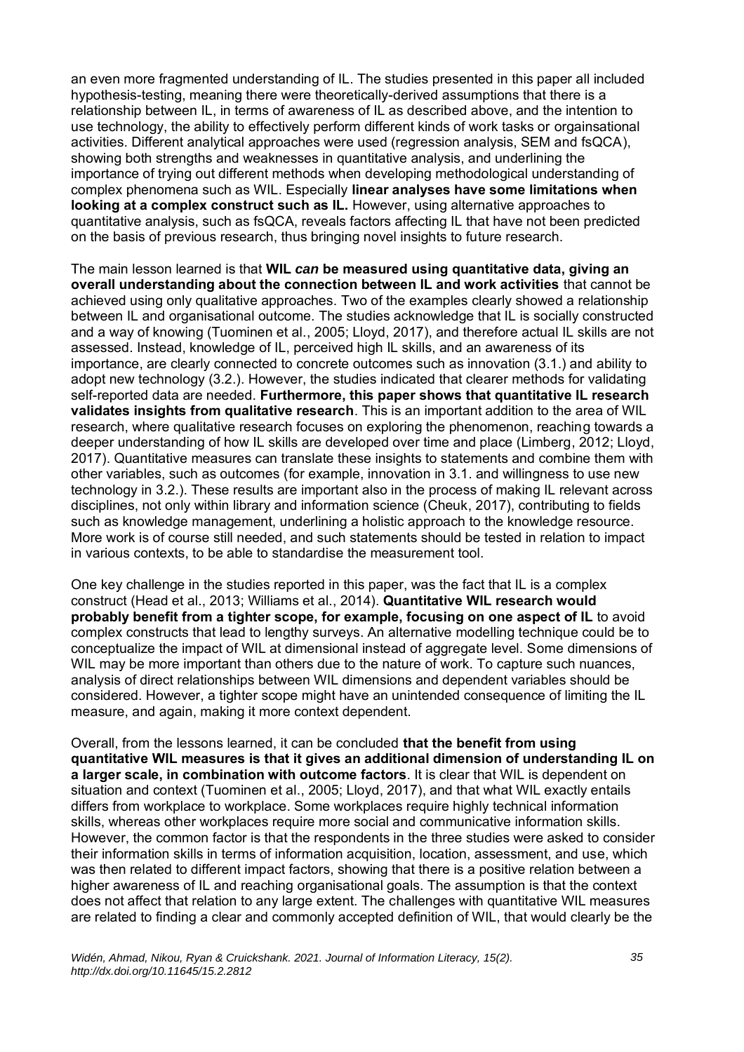an even more fragmented understanding of IL. The studies presented in this paper all included hypothesis-testing, meaning there were theoretically-derived assumptions that there is a relationship between IL, in terms of awareness of IL as described above, and the intention to use technology, the ability to effectively perform different kinds of work tasks or orgainsational activities. Different analytical approaches were used (regression analysis, SEM and fsQCA), showing both strengths and weaknesses in quantitative analysis, and underlining the importance of trying out different methods when developing methodological understanding of complex phenomena such as WIL. Especially **linear analyses have some limitations when looking at a complex construct such as IL.** However, using alternative approaches to quantitative analysis, such as fsQCA, reveals factors affecting IL that have not been predicted on the basis of previous research, thus bringing novel insights to future research.

The main lesson learned is that **WIL *can* be measured using quantitative data, giving an overall understanding about the connection between IL and work activities** that cannot be achieved using only qualitative approaches. Two of the examples clearly showed a relationship between IL and organisational outcome. The studies acknowledge that IL is socially constructed and a way of knowing (Tuominen et al., 2005; Lloyd, 2017), and therefore actual IL skills are not assessed. Instead, knowledge of IL, perceived high IL skills, and an awareness of its importance, are clearly connected to concrete outcomes such as innovation (3.1.) and ability to adopt new technology (3.2.). However, the studies indicated that clearer methods for validating self-reported data are needed. **Furthermore, this paper shows that quantitative IL research validates insights from qualitative research**. This is an important addition to the area of WIL research, where qualitative research focuses on exploring the phenomenon, reaching towards a deeper understanding of how IL skills are developed over time and place (Limberg, 2012; Lloyd, 2017). Quantitative measures can translate these insights to statements and combine them with other variables, such as outcomes (for example, innovation in 3.1. and willingness to use new technology in 3.2.). These results are important also in the process of making IL relevant across disciplines, not only within library and information science (Cheuk, 2017), contributing to fields such as knowledge management, underlining a holistic approach to the knowledge resource. More work is of course still needed, and such statements should be tested in relation to impact in various contexts, to be able to standardise the measurement tool.

One key challenge in the studies reported in this paper, was the fact that IL is a complex construct (Head et al., 2013; Williams et al., 2014). **Quantitative WIL research would probably benefit from a tighter scope, for example, focusing on one aspect of IL** to avoid complex constructs that lead to lengthy surveys. An alternative modelling technique could be to conceptualize the impact of WIL at dimensional instead of aggregate level. Some dimensions of WIL may be more important than others due to the nature of work. To capture such nuances, analysis of direct relationships between WIL dimensions and dependent variables should be considered. However, a tighter scope might have an unintended consequence of limiting the IL measure, and again, making it more context dependent.

Overall, from the lessons learned, it can be concluded **that the benefit from using quantitative WIL measures is that it gives an additional dimension of understanding IL on a larger scale, in combination with outcome factors**. It is clear that WIL is dependent on situation and context (Tuominen et al., 2005; Lloyd, 2017), and that what WIL exactly entails differs from workplace to workplace. Some workplaces require highly technical information skills, whereas other workplaces require more social and communicative information skills. However, the common factor is that the respondents in the three studies were asked to consider their information skills in terms of information acquisition, location, assessment, and use, which was then related to different impact factors, showing that there is a positive relation between a higher awareness of IL and reaching organisational goals. The assumption is that the context does not affect that relation to any large extent. The challenges with quantitative WIL measures are related to finding a clear and commonly accepted definition of WIL, that would clearly be the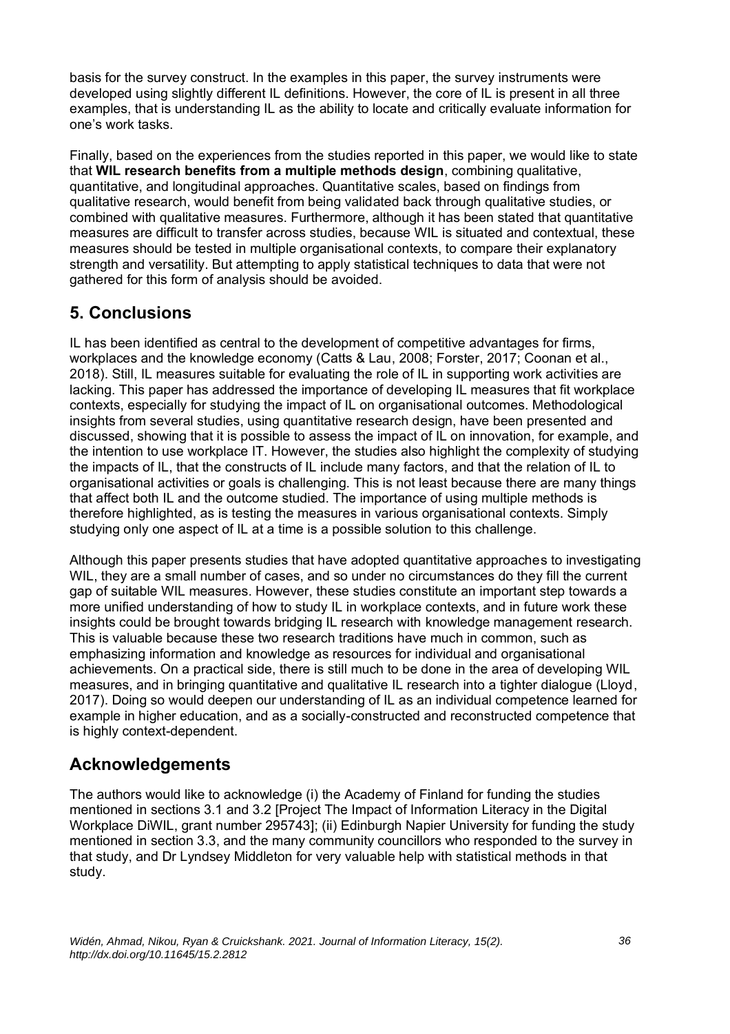basis for the survey construct. In the examples in this paper, the survey instruments were developed using slightly different IL definitions. However, the core of IL is present in all three examples, that is understanding IL as the ability to locate and critically evaluate information for one's work tasks.

Finally, based on the experiences from the studies reported in this paper, we would like to state that **WIL research benefits from a multiple methods design**, combining qualitative, quantitative, and longitudinal approaches. Quantitative scales, based on findings from qualitative research, would benefit from being validated back through qualitative studies, or combined with qualitative measures. Furthermore, although it has been stated that quantitative measures are difficult to transfer across studies, because WIL is situated and contextual, these measures should be tested in multiple organisational contexts, to compare their explanatory strength and versatility. But attempting to apply statistical techniques to data that were not gathered for this form of analysis should be avoided.

## 5. Conclusions

IL has been identified as central to the development of competitive advantages for firms, workplaces and the knowledge economy (Catts & Lau, 2008; Forster, 2017; Coonan et al., 2018). Still, IL measures suitable for evaluating the role of IL in supporting work activities are lacking. This paper has addressed the importance of developing IL measures that fit workplace contexts, especially for studying the impact of IL on organisational outcomes. Methodological insights from several studies, using quantitative research design, have been presented and discussed, showing that it is possible to assess the impact of IL on innovation, for example, and the intention to use workplace IT. However, the studies also highlight the complexity of studying the impacts of IL, that the constructs of IL include many factors, and that the relation of IL to organisational activities or goals is challenging. This is not least because there are many things that affect both IL and the outcome studied. The importance of using multiple methods is therefore highlighted, as is testing the measures in various organisational contexts. Simply studying only one aspect of IL at a time is a possible solution to this challenge.

Although this paper presents studies that have adopted quantitative approaches to investigating WIL, they are a small number of cases, and so under no circumstances do they fill the current gap of suitable WIL measures. However, these studies constitute an important step towards a more unified understanding of how to study IL in workplace contexts, and in future work these insights could be brought towards bridging IL research with knowledge management research. This is valuable because these two research traditions have much in common, such as emphasizing information and knowledge as resources for individual and organisational achievements. On a practical side, there is still much to be done in the area of developing WIL measures, and in bringing quantitative and qualitative IL research into a tighter dialogue (Lloyd, 2017). Doing so would deepen our understanding of IL as an individual competence learned for example in higher education, and as a socially-constructed and reconstructed competence that is highly context-dependent.

## Acknowledgements

The authors would like to acknowledge (i) the Academy of Finland for funding the studies mentioned in sections 3.1 and 3.2 [Project The Impact of Information Literacy in the Digital Workplace DiWIL, grant number 295743]; (ii) Edinburgh Napier University for funding the study mentioned in section 3.3, and the many community councillors who responded to the survey in that study, and Dr Lyndsey Middleton for very valuable help with statistical methods in that study.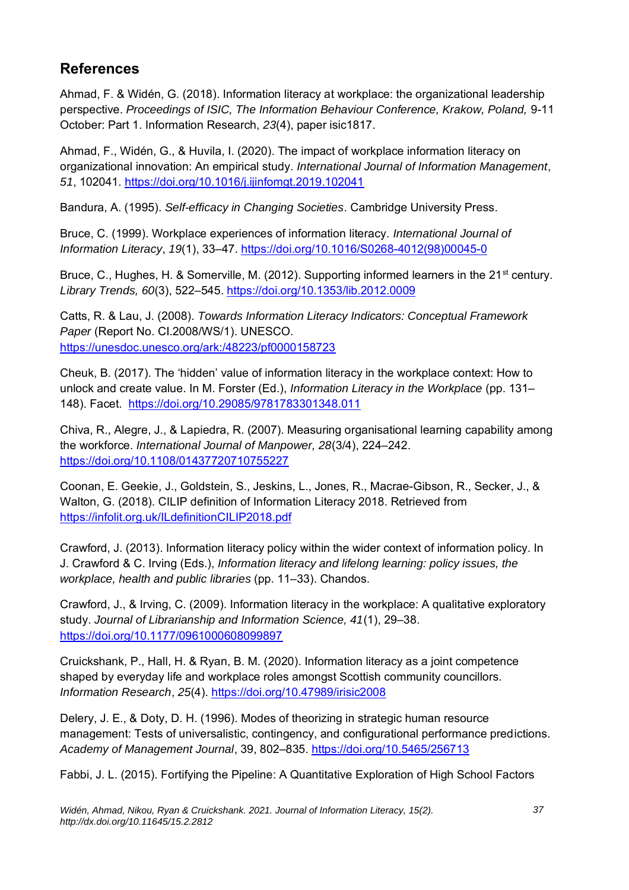## References

Ahmad, F. & Widén, G. (2018). Information literacy at workplace: the organizational leadership perspective. *Proceedings of ISIC, The Information Behaviour Conference, Krakow, Poland,* 9-11 October: Part 1. Information Research, *23*(4), paper isic1817.

Ahmad, F., Widén, G., & Huvila, I. (2020). The impact of workplace information literacy on organizational innovation: An empirical study. *International Journal of Information Management*, *51*, 102041. https://doi.org/10.1016/j.ijinfomgt.2019.102041

Bandura, A. (1995). *Self-efficacy in Changing Societies*. Cambridge University Press.

Bruce, C. (1999). Workplace experiences of information literacy. *International Journal of Information Literacy*, *19*(1), 33–47. https://doi.org/10.1016/S0268-4012(98)00045-0

Bruce, C., Hughes, H. & Somerville, M. (2012). Supporting informed learners in the 21st century. *Library Trends, 60*(3), 522–545. https://doi.org/10.1353/lib.2012.0009

Catts, R. & Lau, J. (2008). *Towards Information Literacy Indicators: Conceptual Framework Paper* (Report No. CI.2008/WS/1). UNESCO. https://unesdoc.unesco.org/ark:/48223/pf0000158723

Cheuk, B. (2017). The 'hidden' value of information literacy in the workplace context: How to unlock and create value. In M. Forster (Ed.), *Information Literacy in the Workplace* (pp. 131–148). Facet. https://doi.org/10.29085/9781783301348.011

Chiva, R., Alegre, J., & Lapiedra, R. (2007). Measuring organisational learning capability among the workforce. *International Journal of Manpower, 28*(3/4), 224–242. https://doi.org/10.1108/01437720710755227

Coonan, E. Geekie, J., Goldstein, S., Jeskins, L., Jones, R., Macrae-Gibson, R., Secker, J., & Walton, G. (2018). CILIP definition of Information Literacy 2018. Retrieved from https://infolit.org.uk/ILdefinitionCILIP2018.pdf

Crawford, J. (2013). Information literacy policy within the wider context of information policy. In J. Crawford & C. Irving (Eds.), *Information literacy and lifelong learning: policy issues, the workplace, health and public libraries* (pp. 11–33). Chandos.

Crawford, J., & Irving, C. (2009). Information literacy in the workplace: A qualitative exploratory study. *Journal of Librarianship and Information Science, 41*(1), 29–38. https://doi.org/10.1177/0961000608099897

Cruickshank, P., Hall, H. & Ryan, B. M. (2020). Information literacy as a joint competence shaped by everyday life and workplace roles amongst Scottish community councillors. *Information Research*, *25*(4). https://doi.org/10.47989/irisic2008

Delery, J. E., & Doty, D. H. (1996). Modes of theorizing in strategic human resource management: Tests of universalistic, contingency, and configurational performance predictions. *Academy of Management Journal*, 39, 802–835. https://doi.org/10.5465/256713

Fabbi, J. L. (2015). Fortifying the Pipeline: A Quantitative Exploration of High School Factors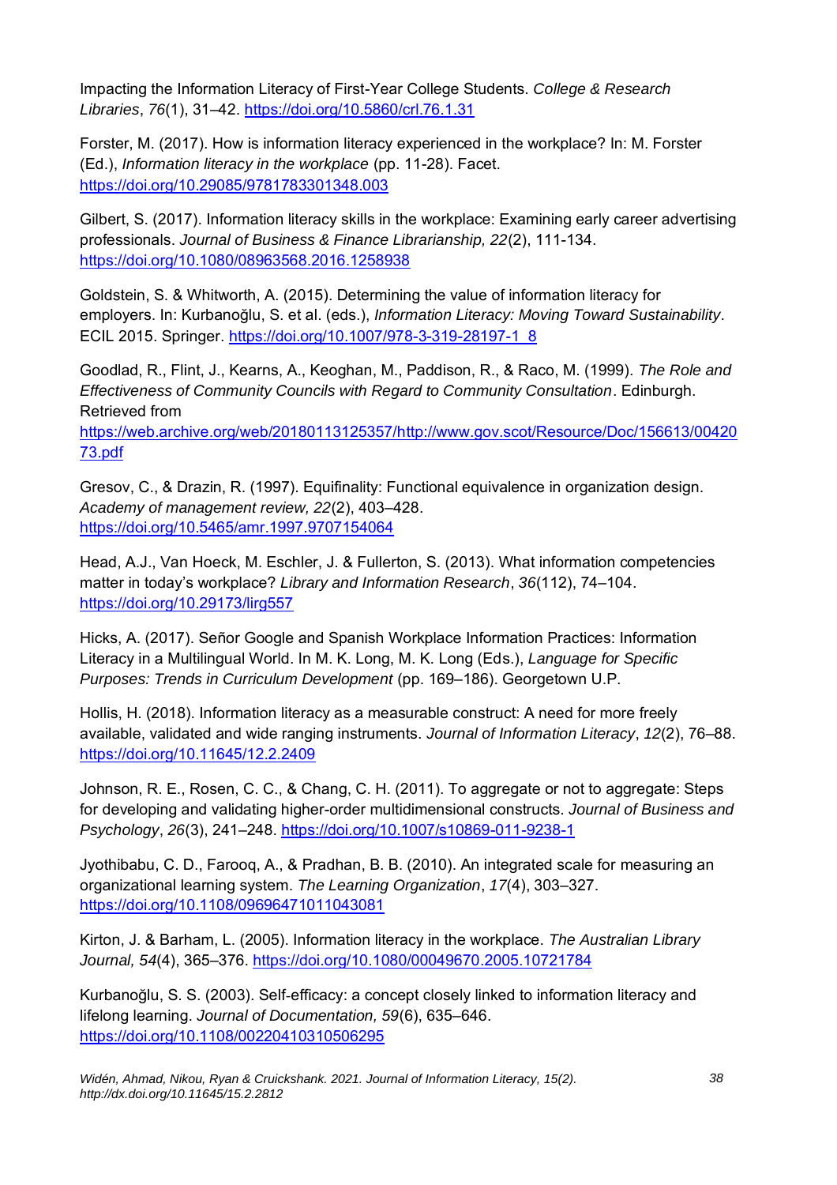Impacting the Information Literacy of First-Year College Students. *College & Research Libraries*, *76*(1), 31–42. https://doi.org/10.5860/crl.76.1.31

Forster, M. (2017). How is information literacy experienced in the workplace? In: M. Forster (Ed.), *Information literacy in the workplace* (pp. 11-28). Facet. https://doi.org/10.29085/9781783301348.003

Gilbert, S. (2017). Information literacy skills in the workplace: Examining early career advertising professionals. *Journal of Business & Finance Librarianship, 22*(2), 111-134. https://doi.org/10.1080/08963568.2016.1258938

Goldstein, S. & Whitworth, A. (2015). Determining the value of information literacy for employers. In: Kurbanoğlu, S. et al. (eds.), *Information Literacy: Moving Toward Sustainability*. ECIL 2015. Springer. https://doi.org/10.1007/978-3-319-28197-1_8

Goodlad, R., Flint, J., Kearns, A., Keoghan, M., Paddison, R., & Raco, M. (1999). *The Role and Effectiveness of Community Councils with Regard to Community Consultation*. Edinburgh. Retrieved from https://web.archive.org/web/20180113125357/http://www.gov.scot/Resource/Doc/156613/0042073.pdf

Gresov, C., & Drazin, R. (1997). Equifinality: Functional equivalence in organization design. *Academy of management review, 22*(2), 403–428. https://doi.org/10.5465/amr.1997.9707154064

Head, A.J., Van Hoeck, M. Eschler, J. & Fullerton, S. (2013). What information competencies matter in today's workplace? *Library and Information Research*, *36*(112), 74–104. https://doi.org/10.29173/lirg557

Hicks, A. (2017). Señor Google and Spanish Workplace Information Practices: Information Literacy in a Multilingual World. In M. K. Long, M. K. Long (Eds.), *Language for Specific Purposes: Trends in Curriculum Development* (pp. 169–186). Georgetown U.P.

Hollis, H. (2018). Information literacy as a measurable construct: A need for more freely available, validated and wide ranging instruments. *Journal of Information Literacy*, *12*(2), 76–88. https://doi.org/10.11645/12.2.2409

Johnson, R. E., Rosen, C. C., & Chang, C. H. (2011). To aggregate or not to aggregate: Steps for developing and validating higher-order multidimensional constructs. *Journal of Business and Psychology*, *26*(3), 241–248. https://doi.org/10.1007/s10869-011-9238-1

Jyothibabu, C. D., Farooq, A., & Pradhan, B. B. (2010). An integrated scale for measuring an organizational learning system. *The Learning Organization*, *17*(4), 303–327. https://doi.org/10.1108/09696471011043081

Kirton, J. & Barham, L. (2005). Information literacy in the workplace. *The Australian Library Journal, 54*(4), 365–376. https://doi.org/10.1080/00049670.2005.10721784

Kurbanoğlu, S. S. (2003). Self-efficacy: a concept closely linked to information literacy and lifelong learning. *Journal of Documentation, 59*(6), 635–646. https://doi.org/10.1108/00220410310506295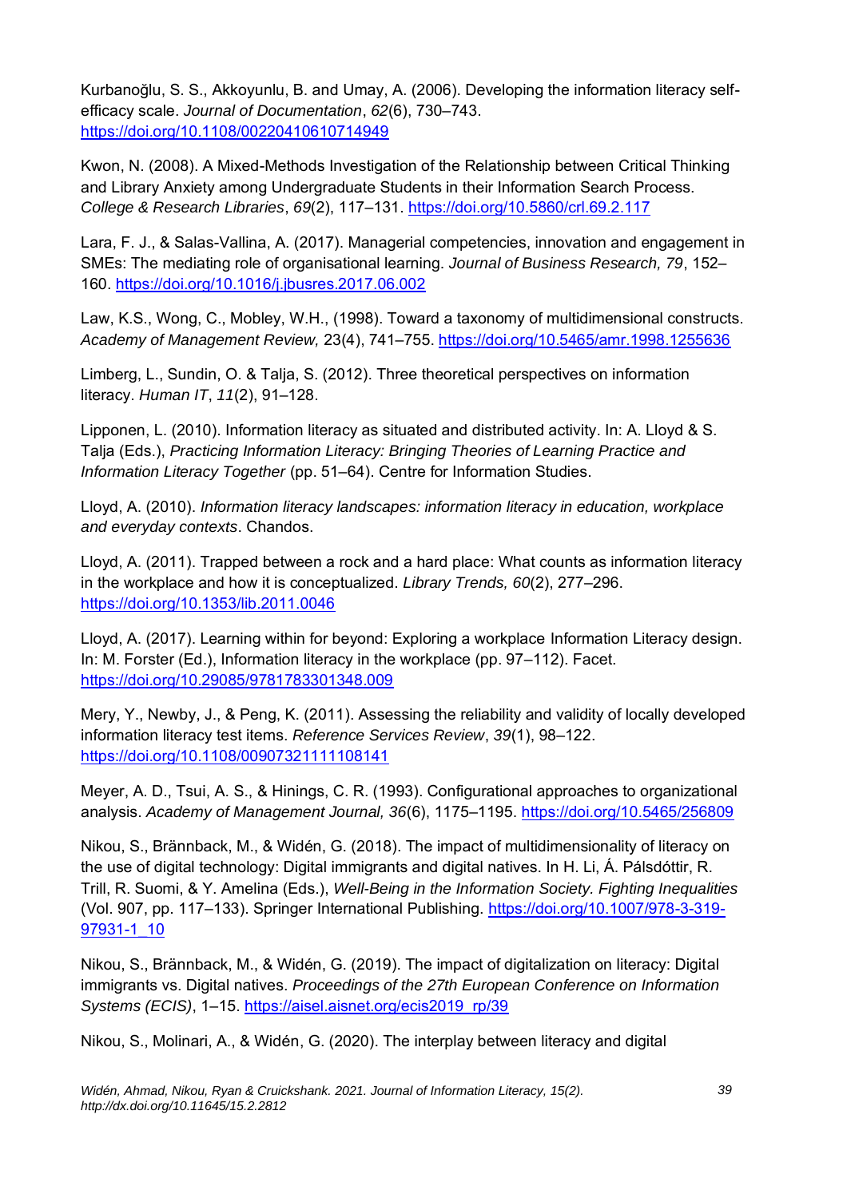Kurbanoğlu, S. S., Akkoyunlu, B. and Umay, A. (2006). Developing the information literacy self-efficacy scale. *Journal of Documentation*, *62*(6), 730–743. https://doi.org/10.1108/00220410610714949

Kwon, N. (2008). A Mixed-Methods Investigation of the Relationship between Critical Thinking and Library Anxiety among Undergraduate Students in their Information Search Process. *College & Research Libraries*, *69*(2), 117–131. https://doi.org/10.5860/crl.69.2.117

Lara, F. J., & Salas-Vallina, A. (2017). Managerial competencies, innovation and engagement in SMEs: The mediating role of organisational learning. *Journal of Business Research, 79*, 152–160. https://doi.org/10.1016/j.jbusres.2017.06.002

Law, K.S., Wong, C., Mobley, W.H., (1998). Toward a taxonomy of multidimensional constructs. *Academy of Management Review,* 23(4), 741–755. https://doi.org/10.5465/amr.1998.1255636

Limberg, L., Sundin, O. & Talja, S. (2012). Three theoretical perspectives on information literacy. *Human IT*, *11*(2), 91–128.

Lipponen, L. (2010). Information literacy as situated and distributed activity. In: A. Lloyd & S. Talja (Eds.), *Practicing Information Literacy: Bringing Theories of Learning Practice and Information Literacy Together* (pp. 51–64). Centre for Information Studies.

Lloyd, A. (2010). *Information literacy landscapes: information literacy in education, workplace and everyday contexts*. Chandos.

Lloyd, A. (2011). Trapped between a rock and a hard place: What counts as information literacy in the workplace and how it is conceptualized. *Library Trends, 60*(2), 277–296. https://doi.org/10.1353/lib.2011.0046

Lloyd, A. (2017). Learning within for beyond: Exploring a workplace Information Literacy design. In: M. Forster (Ed.), Information literacy in the workplace (pp. 97–112). Facet. https://doi.org/10.29085/9781783301348.009

Mery, Y., Newby, J., & Peng, K. (2011). Assessing the reliability and validity of locally developed information literacy test items. *Reference Services Review*, *39*(1), 98–122. https://doi.org/10.1108/00907321111108141

Meyer, A. D., Tsui, A. S., & Hinings, C. R. (1993). Configurational approaches to organizational analysis. *Academy of Management Journal, 36*(6), 1175–1195. https://doi.org/10.5465/256809

Nikou, S., Brännback, M., & Widén, G. (2018). The impact of multidimensionality of literacy on the use of digital technology: Digital immigrants and digital natives. In H. Li, Á. Pálsdóttir, R. Trill, R. Suomi, & Y. Amelina (Eds.), *Well-Being in the Information Society. Fighting Inequalities* (Vol. 907, pp. 117–133). Springer International Publishing. https://doi.org/10.1007/978-3-319-97931-1_10

Nikou, S., Brännback, M., & Widén, G. (2019). The impact of digitalization on literacy: Digital immigrants vs. Digital natives. *Proceedings of the 27th European Conference on Information Systems (ECIS)*, 1–15. https://aisel.aisnet.org/ecis2019_rp/39

Nikou, S., Molinari, A., & Widén, G. (2020). The interplay between literacy and digital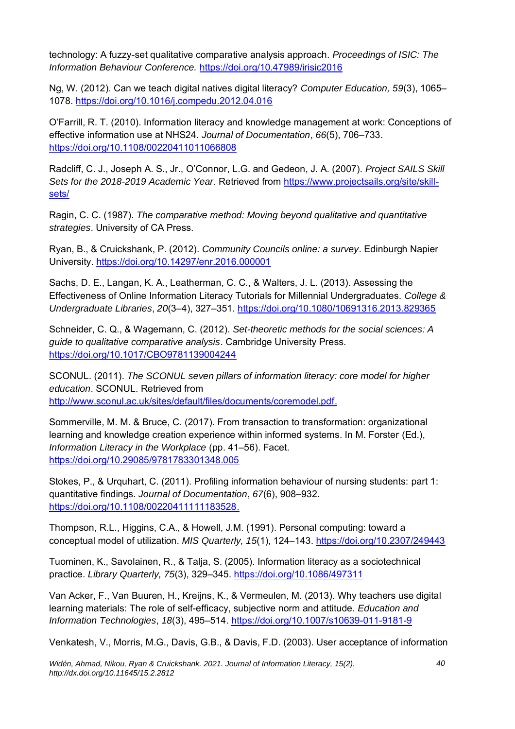technology: A fuzzy-set qualitative comparative analysis approach. *Proceedings of ISIC: The Information Behaviour Conference.* https://doi.org/10.47989/irisic2016

Ng, W. (2012). Can we teach digital natives digital literacy? *Computer Education, 59*(3), 1065–1078. https://doi.org/10.1016/j.compedu.2012.04.016

O'Farrill, R. T. (2010). Information literacy and knowledge management at work: Conceptions of effective information use at NHS24. *Journal of Documentation*, *66*(5), 706–733. https://doi.org/10.1108/00220411011066808

Radcliff, C. J., Joseph A. S., Jr., O'Connor, L.G. and Gedeon, J. A. (2007). *Project SAILS Skill Sets for the 2018-2019 Academic Year*. Retrieved from https://www.projectsails.org/site/skill-sets/

Ragin, C. C. (1987). *The comparative method: Moving beyond qualitative and quantitative strategies*. University of CA Press.

Ryan, B., & Cruickshank, P. (2012). *Community Councils online: a survey*. Edinburgh Napier University. https://doi.org/10.14297/enr.2016.000001

Sachs, D. E., Langan, K. A., Leatherman, C. C., & Walters, J. L. (2013). Assessing the Effectiveness of Online Information Literacy Tutorials for Millennial Undergraduates. *College & Undergraduate Libraries*, *20*(3–4), 327–351. https://doi.org/10.1080/10691316.2013.829365

Schneider, C. Q., & Wagemann, C. (2012). *Set-theoretic methods for the social sciences: A guide to qualitative comparative analysis*. Cambridge University Press. https://doi.org/10.1017/CBO9781139004244

SCONUL. (2011). *The SCONUL seven pillars of information literacy: core model for higher education*. SCONUL. Retrieved from http://www.sconul.ac.uk/sites/default/files/documents/coremodel.pdf.

Sommerville, M. M. & Bruce, C. (2017). From transaction to transformation: organizational learning and knowledge creation experience within informed systems. In M. Forster (Ed.), *Information Literacy in the Workplace* (pp. 41–56). Facet. https://doi.org/10.29085/9781783301348.005

Stokes, P., & Urquhart, C. (2011). Profiling information behaviour of nursing students: part 1: quantitative findings. *Journal of Documentation*, *67*(6), 908–932. https://doi.org/10.1108/00220411111183528.

Thompson, R.L., Higgins, C.A., & Howell, J.M. (1991). Personal computing: toward a conceptual model of utilization. *MIS Quarterly, 15*(1), 124–143. https://doi.org/10.2307/249443

Tuominen, K., Savolainen, R., & Talja, S. (2005). Information literacy as a sociotechnical practice. *Library Quarterly, 75*(3), 329–345. https://doi.org/10.1086/497311

Van Acker, F., Van Buuren, H., Kreijns, K., & Vermeulen, M. (2013). Why teachers use digital learning materials: The role of self-efficacy, subjective norm and attitude. *Education and Information Technologies*, *18*(3), 495–514. https://doi.org/10.1007/s10639-011-9181-9

Venkatesh, V., Morris, M.G., Davis, G.B., & Davis, F.D. (2003). User acceptance of information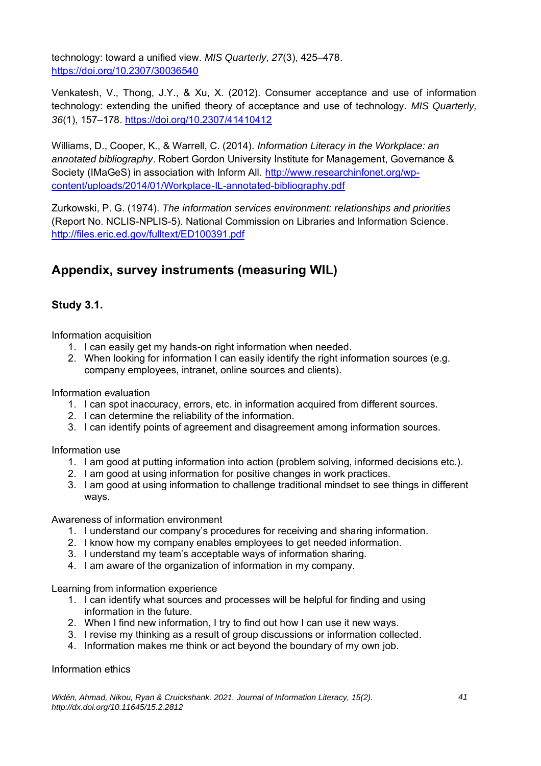technology: toward a unified view. *MIS Quarterly, 27*(3), 425–478. https://doi.org/10.2307/30036540

Venkatesh, V., Thong, J.Y., & Xu, X. (2012). Consumer acceptance and use of information technology: extending the unified theory of acceptance and use of technology. *MIS Quarterly, 36*(1), 157–178. https://doi.org/10.2307/41410412

Williams, D., Cooper, K., & Warrell, C. (2014). *Information Literacy in the Workplace: an annotated bibliography*. Robert Gordon University Institute for Management, Governance & Society (IMaGeS) in association with Inform All. http://www.researchinfonet.org/wp-content/uploads/2014/01/Workplace-IL-annotated-bibliography.pdf

Zurkowski, P. G. (1974). *The information services environment: relationships and priorities* (Report No. NCLIS-NPLIS-5). National Commission on Libraries and Information Science. http://files.eric.ed.gov/fulltext/ED100391.pdf

## Appendix, survey instruments (measuring WIL)

### Study 3.1.

Information acquisition

1. I can easily get my hands-on right information when needed.
2. When looking for information I can easily identify the right information sources (e.g. company employees, intranet, online sources and clients).

Information evaluation

1. I can spot inaccuracy, errors, etc. in information acquired from different sources.
2. I can determine the reliability of the information.
3. I can identify points of agreement and disagreement among information sources.

Information use

1. I am good at putting information into action (problem solving, informed decisions etc.).
2. I am good at using information for positive changes in work practices.
3. I am good at using information to challenge traditional mindset to see things in different ways.

Awareness of information environment

1. I understand our company's procedures for receiving and sharing information.
2. I know how my company enables employees to get needed information.
3. I understand my team's acceptable ways of information sharing.
4. I am aware of the organization of information in my company.

Learning from information experience

1. I can identify what sources and processes will be helpful for finding and using information in the future.
2. When I find new information, I try to find out how I can use it new ways.
3. I revise my thinking as a result of group discussions or information collected.
4. Information makes me think or act beyond the boundary of my own job.

Information ethics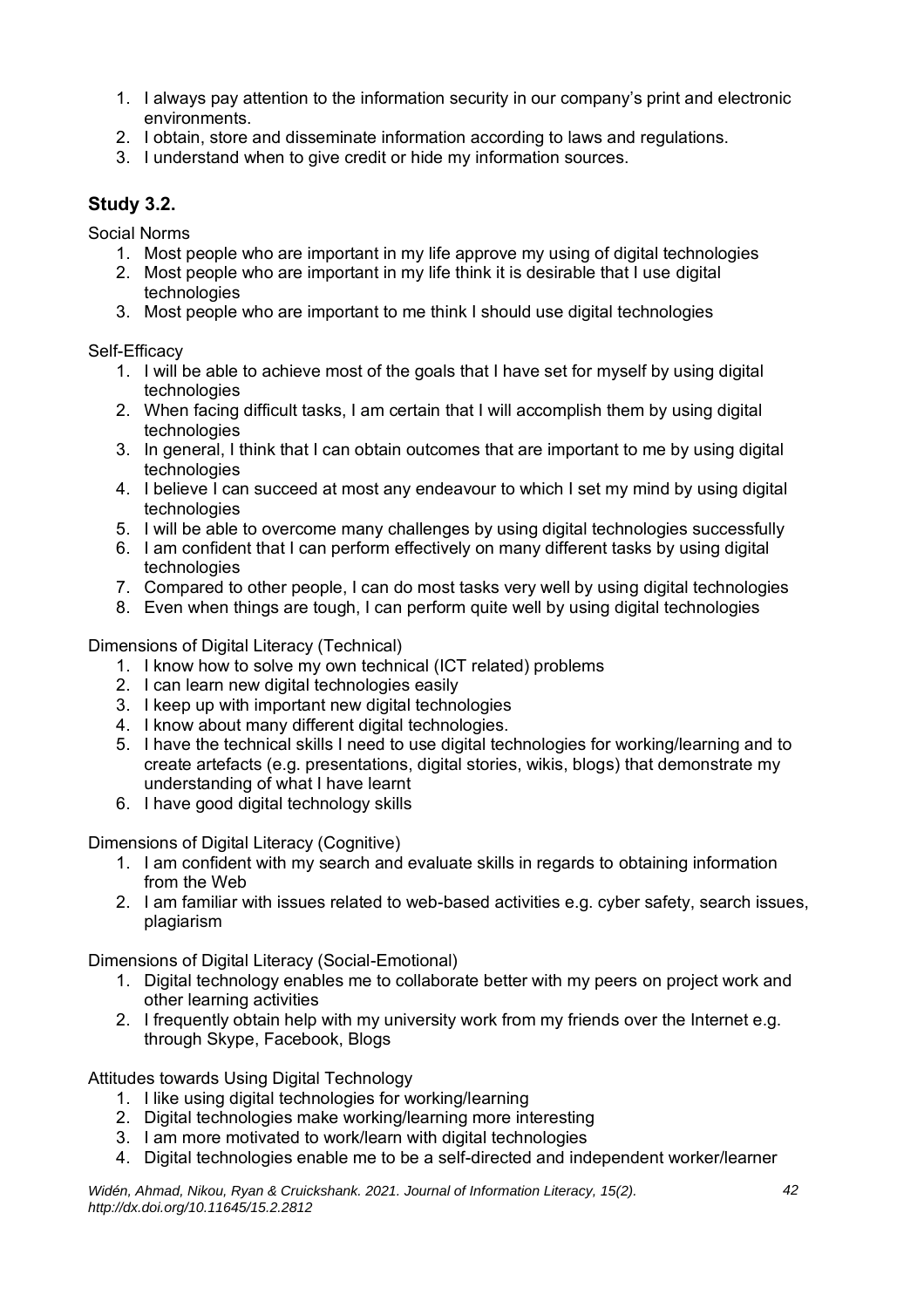1. I always pay attention to the information security in our company's print and electronic environments.
2. I obtain, store and disseminate information according to laws and regulations.
3. I understand when to give credit or hide my information sources.

### Study 3.2.

Social Norms

1. Most people who are important in my life approve my using of digital technologies
2. Most people who are important in my life think it is desirable that I use digital technologies
3. Most people who are important to me think I should use digital technologies

Self-Efficacy

1. I will be able to achieve most of the goals that I have set for myself by using digital technologies
2. When facing difficult tasks, I am certain that I will accomplish them by using digital technologies
3. In general, I think that I can obtain outcomes that are important to me by using digital technologies
4. I believe I can succeed at most any endeavour to which I set my mind by using digital technologies
5. I will be able to overcome many challenges by using digital technologies successfully
6. I am confident that I can perform effectively on many different tasks by using digital technologies
7. Compared to other people, I can do most tasks very well by using digital technologies
8. Even when things are tough, I can perform quite well by using digital technologies

Dimensions of Digital Literacy (Technical)

1. I know how to solve my own technical (ICT related) problems
2. I can learn new digital technologies easily
3. I keep up with important new digital technologies
4. I know about many different digital technologies.
5. I have the technical skills I need to use digital technologies for working/learning and to create artefacts (e.g. presentations, digital stories, wikis, blogs) that demonstrate my understanding of what I have learnt
6. I have good digital technology skills

Dimensions of Digital Literacy (Cognitive)

1. I am confident with my search and evaluate skills in regards to obtaining information from the Web
2. I am familiar with issues related to web-based activities e.g. cyber safety, search issues, plagiarism

Dimensions of Digital Literacy (Social-Emotional)

1. Digital technology enables me to collaborate better with my peers on project work and other learning activities
2. I frequently obtain help with my university work from my friends over the Internet e.g. through Skype, Facebook, Blogs

Attitudes towards Using Digital Technology

1. I like using digital technologies for working/learning
2. Digital technologies make working/learning more interesting
3. I am more motivated to work/learn with digital technologies
4. Digital technologies enable me to be a self-directed and independent worker/learner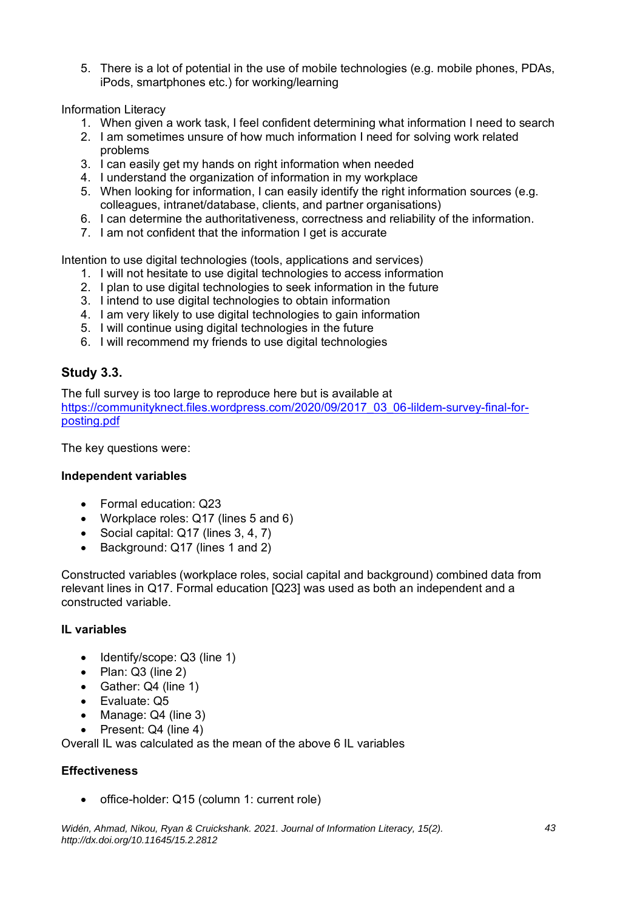5. There is a lot of potential in the use of mobile technologies (e.g. mobile phones, PDAs, iPods, smartphones etc.) for working/learning

Information Literacy

1. When given a work task, I feel confident determining what information I need to search
2. I am sometimes unsure of how much information I need for solving work related problems
3. I can easily get my hands on right information when needed
4. I understand the organization of information in my workplace
5. When looking for information, I can easily identify the right information sources (e.g. colleagues, intranet/database, clients, and partner organisations)
6. I can determine the authoritativeness, correctness and reliability of the information.
7. I am not confident that the information I get is accurate

Intention to use digital technologies (tools, applications and services)

1. I will not hesitate to use digital technologies to access information
2. I plan to use digital technologies to seek information in the future
3. I intend to use digital technologies to obtain information
4. I am very likely to use digital technologies to gain information
5. I will continue using digital technologies in the future
6. I will recommend my friends to use digital technologies

### Study 3.3.

The full survey is too large to reproduce here but is available at [https://communityknect.files.wordpress.com/2020/09/2017_03_06-lildem-survey-final-for-posting.pdf](https://communityknect.files.wordpress.com/2020/09/2017_03_06-lildem-survey-final-for-posting.pdf)

The key questions were:

**Independent variables**

- Formal education: Q23
- Workplace roles: Q17 (lines 5 and 6)
- Social capital: Q17 (lines 3, 4, 7)
- Background: Q17 (lines 1 and 2)

Constructed variables (workplace roles, social capital and background) combined data from relevant lines in Q17. Formal education [Q23] was used as both an independent and a constructed variable.

**IL variables**

- Identify/scope: Q3 (line 1)
- Plan: Q3 (line 2)
- Gather: Q4 (line 1)
- Evaluate: Q5
- Manage: Q4 (line 3)
- Present: Q4 (line 4)

Overall IL was calculated as the mean of the above 6 IL variables

**Effectiveness**

- office-holder: Q15 (column 1: current role)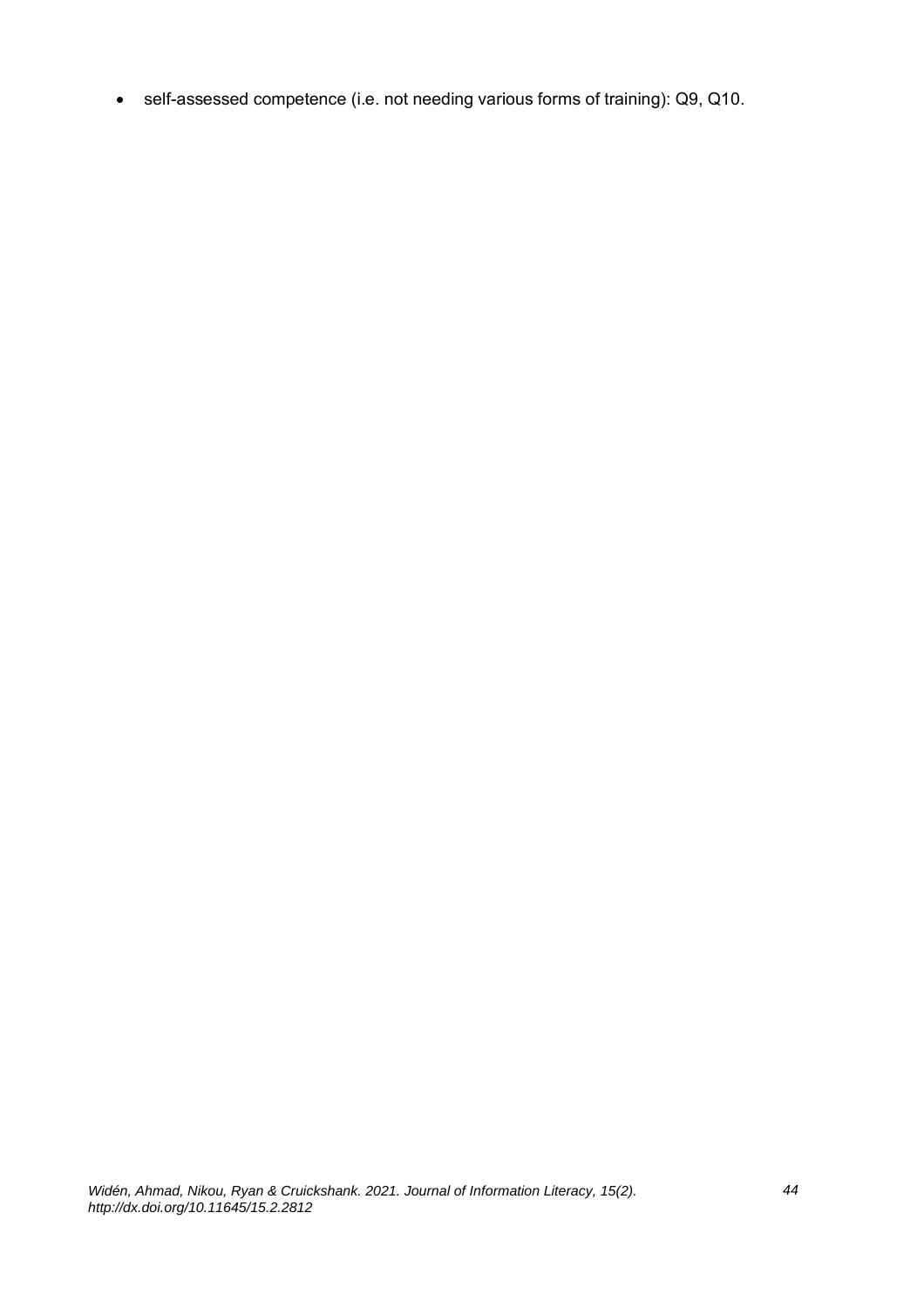- self-assessed competence (i.e. not needing various forms of training): Q9, Q10.